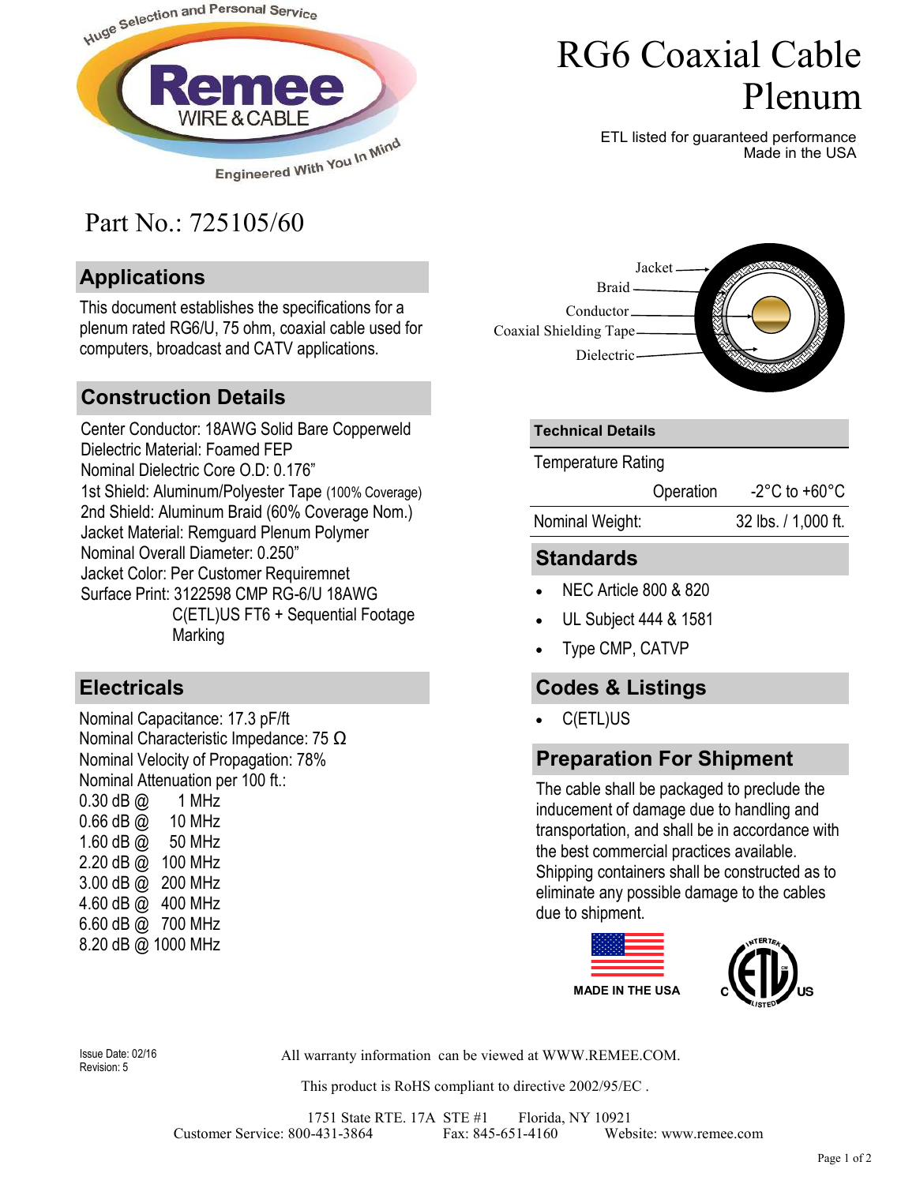# RG6 Coaxial Cable Plenum

ETL listed for guaranteed performance
Made in the USA

Part No.: 725105/60

## Applications

This document establishes the specifications for a plenum rated RG6/U, 75 ohm, coaxial cable used for computers, broadcast and CATV applications.

## Construction Details

Center Conductor: 18AWG Solid Bare Copperweld
Dielectric Material: Foamed FEP
Nominal Dielectric Core O.D: 0.176"
1st Shield: Aluminum/Polyester Tape (100% Coverage)
2nd Shield: Aluminum Braid (60% Coverage Nom.)
Jacket Material: Remguard Plenum Polymer
Nominal Overall Diameter: 0.250"
Jacket Color: Per Customer Requiremnet
Surface Print: 3122598 CMP RG-6/U 18AWG C(ETL)US FT6 + Sequential Footage Marking

## Electricals

Nominal Capacitance: 17.3 pF/ft
Nominal Characteristic Impedance: 75 Ω
Nominal Velocity of Propagation: 78%
Nominal Attenuation per 100 ft.:

- 0.30 dB @ 1 MHz
- 0.66 dB @ 10 MHz
- 1.60 dB @ 50 MHz
- 2.20 dB @ 100 MHz
- 3.00 dB @ 200 MHz
- 4.60 dB @ 400 MHz
- 6.60 dB @ 700 MHz
- 8.20 dB @ 1000 MHz

Jacket
Braid
Conductor
Coaxial Shielding Tape
Dielectric

## Technical Details

| Temperature Rating | |
|---|---|
| Operation | -2°C to +60°C |
| Nominal Weight: | 32 lbs. / 1,000 ft. |

## Standards

- NEC Article 800 & 820
- UL Subject 444 & 1581
- Type CMP, CATVP

## Codes & Listings

- C(ETL)US

## Preparation For Shipment

The cable shall be packaged to preclude the inducement of damage due to handling and transportation, and shall be in accordance with the best commercial practices available. Shipping containers shall be constructed as to eliminate any possible damage to the cables due to shipment.

MADE IN THE USA

Issue Date: 02/16
Revision: 5

All warranty information can be viewed at WWW.REMEE.COM.

This product is RoHS compliant to directive 2002/95/EC .

1751 State RTE. 17A STE #1 Florida, NY 10921
Customer Service: 800-431-3864 Fax: 845-651-4160 Website: www.remee.com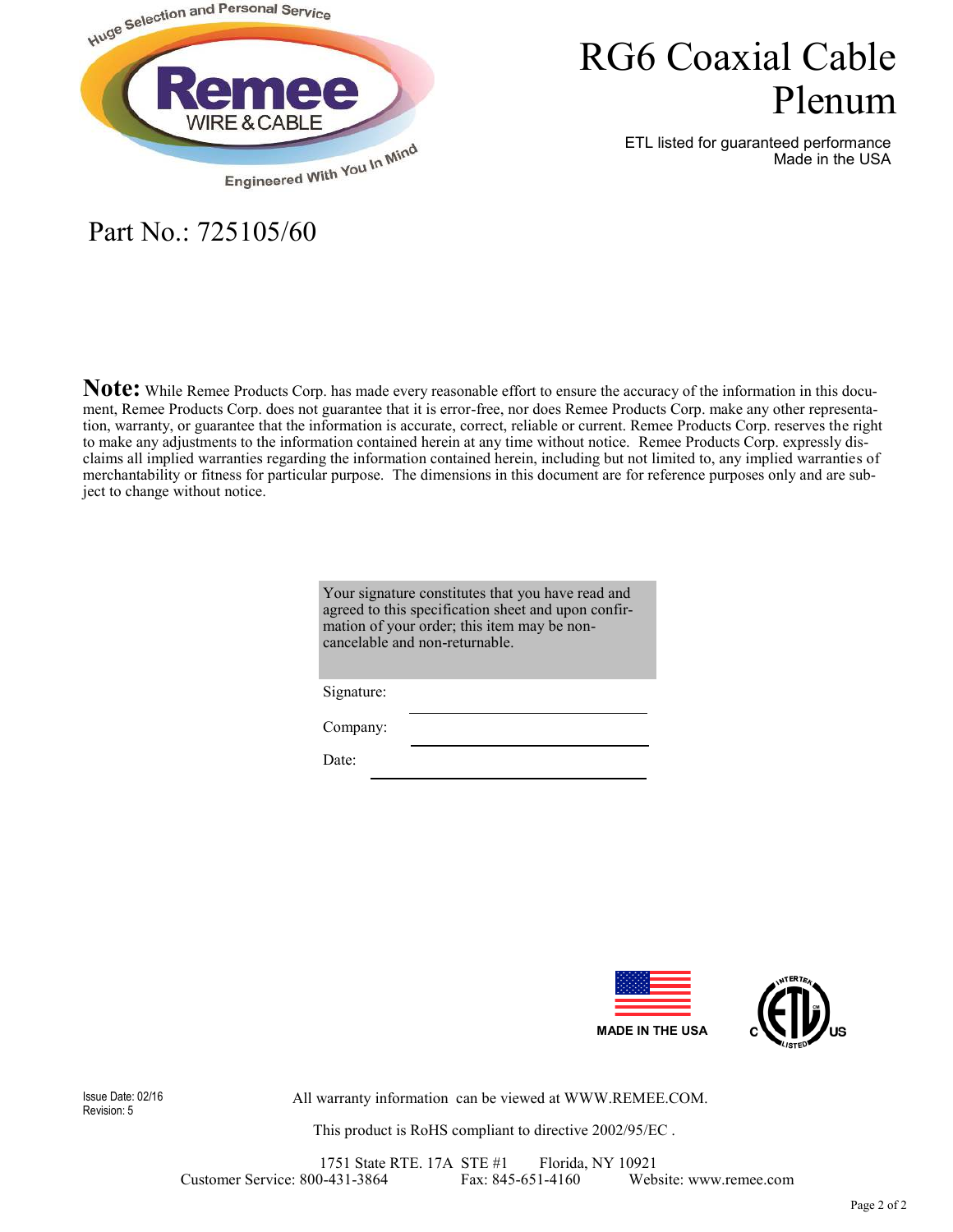# RG6 Coaxial Cable Plenum

ETL listed for guaranteed performance
Made in the USA

Part No.: 725105/60

**Note:** While Remee Products Corp. has made every reasonable effort to ensure the accuracy of the information in this document, Remee Products Corp. does not guarantee that it is error-free, nor does Remee Products Corp. make any other representation, warranty, or guarantee that the information is accurate, correct, reliable or current. Remee Products Corp. reserves the right to make any adjustments to the information contained herein at any time without notice. Remee Products Corp. expressly disclaims all implied warranties regarding the information contained herein, including but not limited to, any implied warranties of merchantability or fitness for particular purpose. The dimensions in this document are for reference purposes only and are subject to change without notice.

Your signature constitutes that you have read and agreed to this specification sheet and upon confirmation of your order; this item may be non-cancelable and non-returnable.

Signature: ______________________

Company: ______________________

Date: ______________________

MADE IN THE USA

Issue Date: 02/16
Revision: 5

All warranty information can be viewed at WWW.REMEE.COM.

This product is RoHS compliant to directive 2002/95/EC .

1751 State RTE. 17A STE #1 Florida, NY 10921
Customer Service: 800-431-3864 Fax: 845-651-4160 Website: www.remee.com